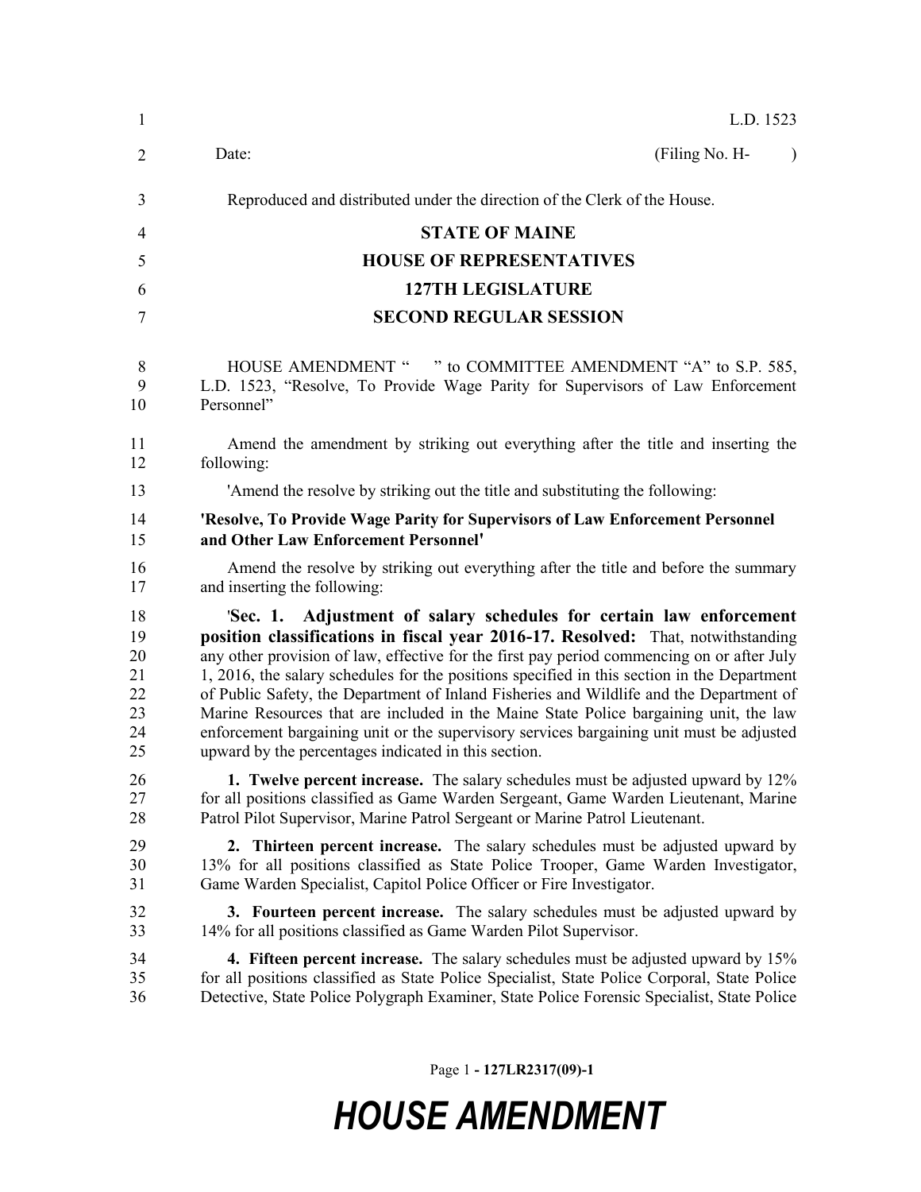L.D. 1523

Date: (Filing No. H- )

Reproduced and distributed under the direction of the Clerk of the House.

**STATE OF MAINE**

**HOUSE OF REPRESENTATIVES**

**127TH LEGISLATURE**

**SECOND REGULAR SESSION**

HOUSE AMENDMENT " " to COMMITTEE AMENDMENT "A" to S.P. 585, L.D. 1523, "Resolve, To Provide Wage Parity for Supervisors of Law Enforcement Personnel"

Amend the amendment by striking out everything after the title and inserting the following:

'Amend the resolve by striking out the title and substituting the following:

**'Resolve, To Provide Wage Parity for Supervisors of Law Enforcement Personnel and Other Law Enforcement Personnel'**

Amend the resolve by striking out everything after the title and before the summary and inserting the following:

'**Sec. 1. Adjustment of salary schedules for certain law enforcement position classifications in fiscal year 2016-17. Resolved:** That, notwithstanding any other provision of law, effective for the first pay period commencing on or after July 1, 2016, the salary schedules for the positions specified in this section in the Department of Public Safety, the Department of Inland Fisheries and Wildlife and the Department of Marine Resources that are included in the Maine State Police bargaining unit, the law enforcement bargaining unit or the supervisory services bargaining unit must be adjusted upward by the percentages indicated in this section.

**1. Twelve percent increase.** The salary schedules must be adjusted upward by 12% for all positions classified as Game Warden Sergeant, Game Warden Lieutenant, Marine Patrol Pilot Supervisor, Marine Patrol Sergeant or Marine Patrol Lieutenant.

**2. Thirteen percent increase.** The salary schedules must be adjusted upward by 13% for all positions classified as State Police Trooper, Game Warden Investigator, Game Warden Specialist, Capitol Police Officer or Fire Investigator.

**3. Fourteen percent increase.** The salary schedules must be adjusted upward by 14% for all positions classified as Game Warden Pilot Supervisor.

**4. Fifteen percent increase.** The salary schedules must be adjusted upward by 15% for all positions classified as State Police Specialist, State Police Corporal, State Police Detective, State Police Polygraph Examiner, State Police Forensic Specialist, State Police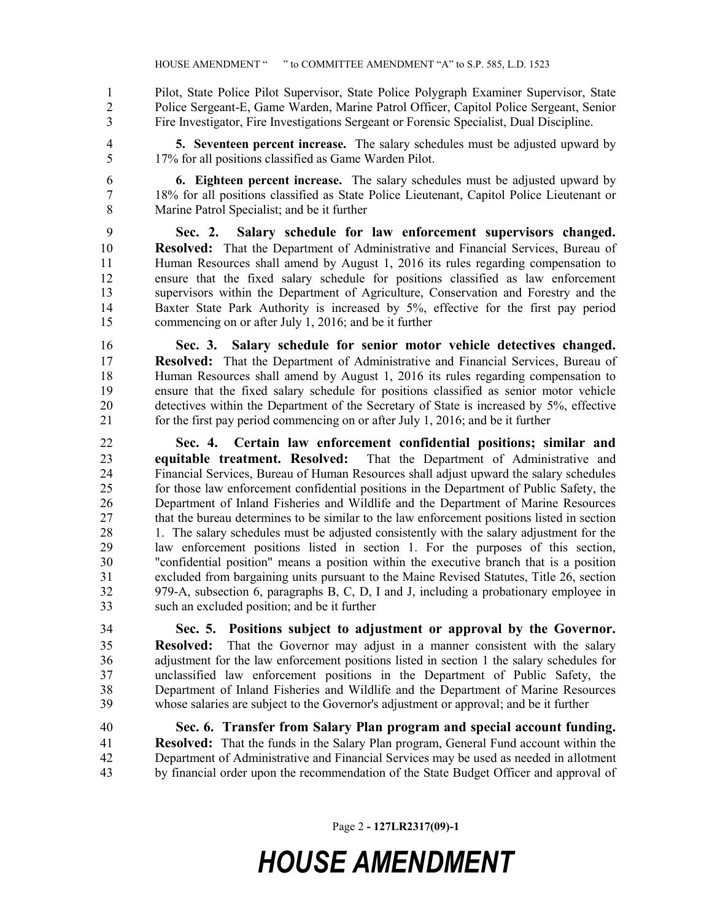Pilot, State Police Pilot Supervisor, State Police Polygraph Examiner Supervisor, State Police Sergeant-E, Game Warden, Marine Patrol Officer, Capitol Police Sergeant, Senior Fire Investigator, Fire Investigations Sergeant or Forensic Specialist, Dual Discipline.

**5. Seventeen percent increase.** The salary schedules must be adjusted upward by 17% for all positions classified as Game Warden Pilot.

**6. Eighteen percent increase.** The salary schedules must be adjusted upward by 18% for all positions classified as State Police Lieutenant, Capitol Police Lieutenant or Marine Patrol Specialist; and be it further

**Sec. 2. Salary schedule for law enforcement supervisors changed. Resolved:** That the Department of Administrative and Financial Services, Bureau of Human Resources shall amend by August 1, 2016 its rules regarding compensation to ensure that the fixed salary schedule for positions classified as law enforcement supervisors within the Department of Agriculture, Conservation and Forestry and the Baxter State Park Authority is increased by 5%, effective for the first pay period commencing on or after July 1, 2016; and be it further

**Sec. 3. Salary schedule for senior motor vehicle detectives changed. Resolved:** That the Department of Administrative and Financial Services, Bureau of Human Resources shall amend by August 1, 2016 its rules regarding compensation to ensure that the fixed salary schedule for positions classified as senior motor vehicle detectives within the Department of the Secretary of State is increased by 5%, effective for the first pay period commencing on or after July 1, 2016; and be it further

**Sec. 4. Certain law enforcement confidential positions; similar and equitable treatment. Resolved:** That the Department of Administrative and Financial Services, Bureau of Human Resources shall adjust upward the salary schedules for those law enforcement confidential positions in the Department of Public Safety, the Department of Inland Fisheries and Wildlife and the Department of Marine Resources that the bureau determines to be similar to the law enforcement positions listed in section 1. The salary schedules must be adjusted consistently with the salary adjustment for the law enforcement positions listed in section 1. For the purposes of this section, "confidential position" means a position within the executive branch that is a position excluded from bargaining units pursuant to the Maine Revised Statutes, Title 26, section 979-A, subsection 6, paragraphs B, C, D, I and J, including a probationary employee in such an excluded position; and be it further

**Sec. 5. Positions subject to adjustment or approval by the Governor. Resolved:** That the Governor may adjust in a manner consistent with the salary adjustment for the law enforcement positions listed in section 1 the salary schedules for unclassified law enforcement positions in the Department of Public Safety, the Department of Inland Fisheries and Wildlife and the Department of Marine Resources whose salaries are subject to the Governor's adjustment or approval; and be it further

**Sec. 6. Transfer from Salary Plan program and special account funding. Resolved:** That the funds in the Salary Plan program, General Fund account within the Department of Administrative and Financial Services may be used as needed in allotment by financial order upon the recommendation of the State Budget Officer and approval of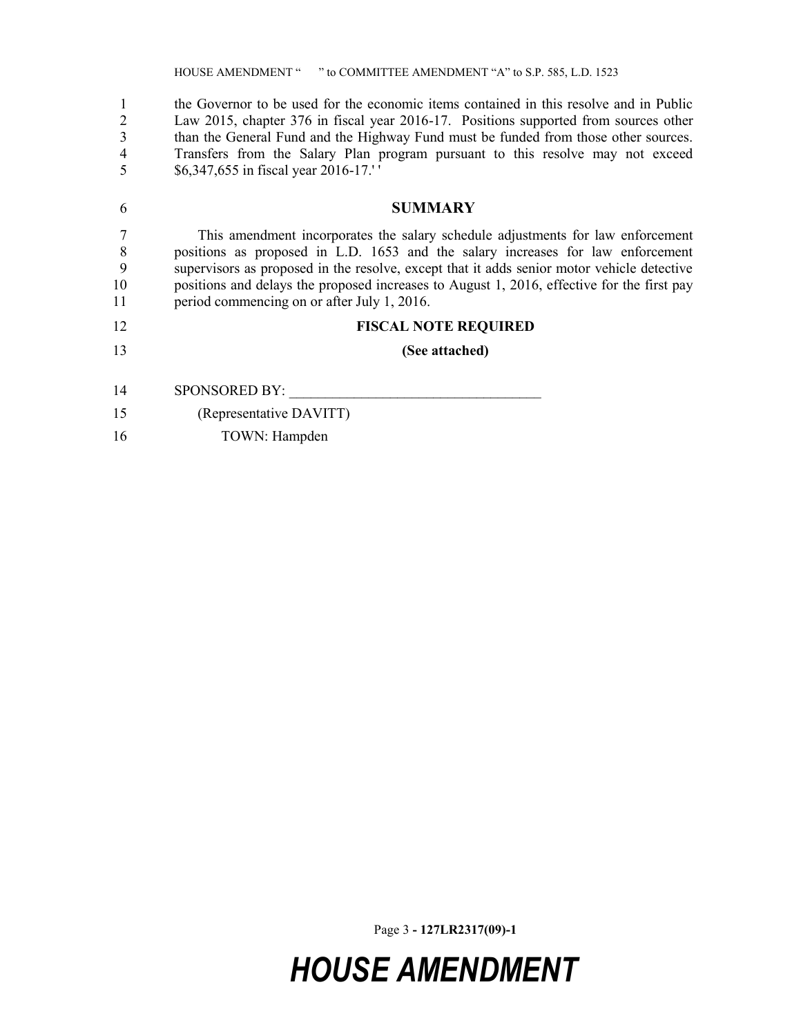the Governor to be used for the economic items contained in this resolve and in Public Law 2015, chapter 376 in fiscal year 2016-17. Positions supported from sources other than the General Fund and the Highway Fund must be funded from those other sources. Transfers from the Salary Plan program pursuant to this resolve may not exceed $6,347,655 in fiscal year 2016-17.' '

## SUMMARY

This amendment incorporates the salary schedule adjustments for law enforcement positions as proposed in L.D. 1653 and the salary increases for law enforcement supervisors as proposed in the resolve, except that it adds senior motor vehicle detective positions and delays the proposed increases to August 1, 2016, effective for the first pay period commencing on or after July 1, 2016.

**FISCAL NOTE REQUIRED**

**(See attached)**

SPONSORED BY: ____________________________________

(Representative DAVITT)

TOWN: Hampden

# *HOUSE AMENDMENT*